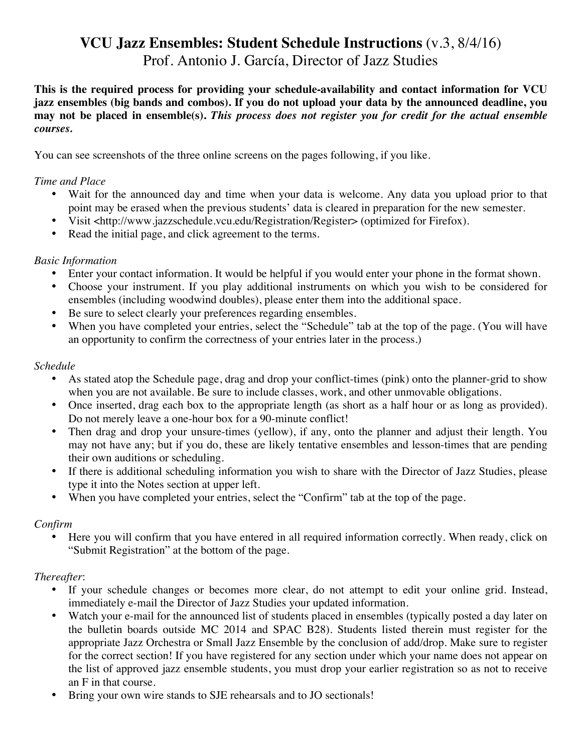# VCU Jazz Ensembles: Student Schedule Instructions (v.3, 8/4/16)

Prof. Antonio J. García, Director of Jazz Studies

**This is the required process for providing your schedule-availability and contact information for VCU jazz ensembles (big bands and combos). If you do not upload your data by the announced deadline, you may not be placed in ensemble(s).** ***This process does not register you for credit for the actual ensemble courses.***

You can see screenshots of the three online screens on the pages following, if you like.

*Time and Place*

- Wait for the announced day and time when your data is welcome. Any data you upload prior to that point may be erased when the previous students' data is cleared in preparation for the new semester.
- Visit <http://www.jazzschedule.vcu.edu/Registration/Register> (optimized for Firefox).
- Read the initial page, and click agreement to the terms.

*Basic Information*

- Enter your contact information. It would be helpful if you would enter your phone in the format shown.
- Choose your instrument. If you play additional instruments on which you wish to be considered for ensembles (including woodwind doubles), please enter them into the additional space.
- Be sure to select clearly your preferences regarding ensembles.
- When you have completed your entries, select the "Schedule" tab at the top of the page. (You will have an opportunity to confirm the correctness of your entries later in the process.)

*Schedule*

- As stated atop the Schedule page, drag and drop your conflict-times (pink) onto the planner-grid to show when you are not available. Be sure to include classes, work, and other unmovable obligations.
- Once inserted, drag each box to the appropriate length (as short as a half hour or as long as provided). Do not merely leave a one-hour box for a 90-minute conflict!
- Then drag and drop your unsure-times (yellow), if any, onto the planner and adjust their length. You may not have any; but if you do, these are likely tentative ensembles and lesson-times that are pending their own auditions or scheduling.
- If there is additional scheduling information you wish to share with the Director of Jazz Studies, please type it into the Notes section at upper left.
- When you have completed your entries, select the "Confirm" tab at the top of the page.

*Confirm*

- Here you will confirm that you have entered in all required information correctly. When ready, click on "Submit Registration" at the bottom of the page.

*Thereafter*:

- If your schedule changes or becomes more clear, do not attempt to edit your online grid. Instead, immediately e-mail the Director of Jazz Studies your updated information.
- Watch your e-mail for the announced list of students placed in ensembles (typically posted a day later on the bulletin boards outside MC 2014 and SPAC B28). Students listed therein must register for the appropriate Jazz Orchestra or Small Jazz Ensemble by the conclusion of add/drop. Make sure to register for the correct section! If you have registered for any section under which your name does not appear on the list of approved jazz ensemble students, you must drop your earlier registration so as not to receive an F in that course.
- Bring your own wire stands to SJE rehearsals and to JO sectionals!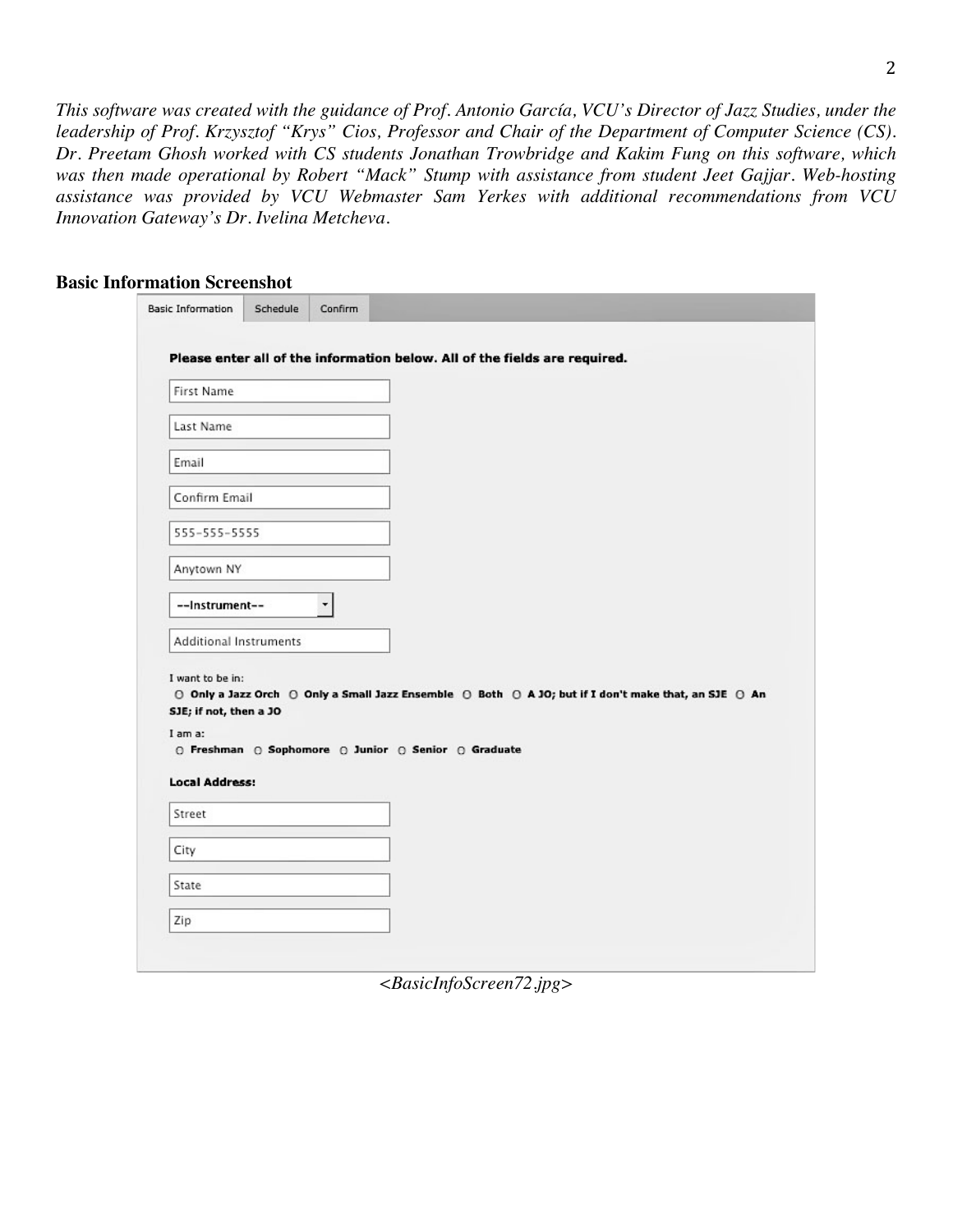*This software was created with the guidance of Prof. Antonio García, VCU's Director of Jazz Studies, under the leadership of Prof. Krzysztof "Krys" Cios, Professor and Chair of the Department of Computer Science (CS). Dr. Preetam Ghosh worked with CS students Jonathan Trowbridge and Kakim Fung on this software, which was then made operational by Robert "Mack" Stump with assistance from student Jeet Gajjar. Web-hosting assistance was provided by VCU Webmaster Sam Yerkes with additional recommendations from VCU Innovation Gateway's Dr. Ivelina Metcheva.*

**Basic Information Screenshot**

Basic Information | Schedule | Confirm

**Please enter all of the information below. All of the fields are required.**

First Name

Last Name

Email

Confirm Email

555-555-5555

Anytown NY

--Instrument--

Additional Instruments

I want to be in:
○ **Only a Jazz Orch** ○ **Only a Small Jazz Ensemble** ○ **Both** ○ **A JO; but if I don't make that, an SJE** ○ **An SJE; if not, then a JO**

I am a:
○ **Freshman** ○ **Sophomore** ○ **Junior** ○ **Senior** ○ **Graduate**

**Local Address:**

Street

City

State

Zip

*<BasicInfoScreen72.jpg>*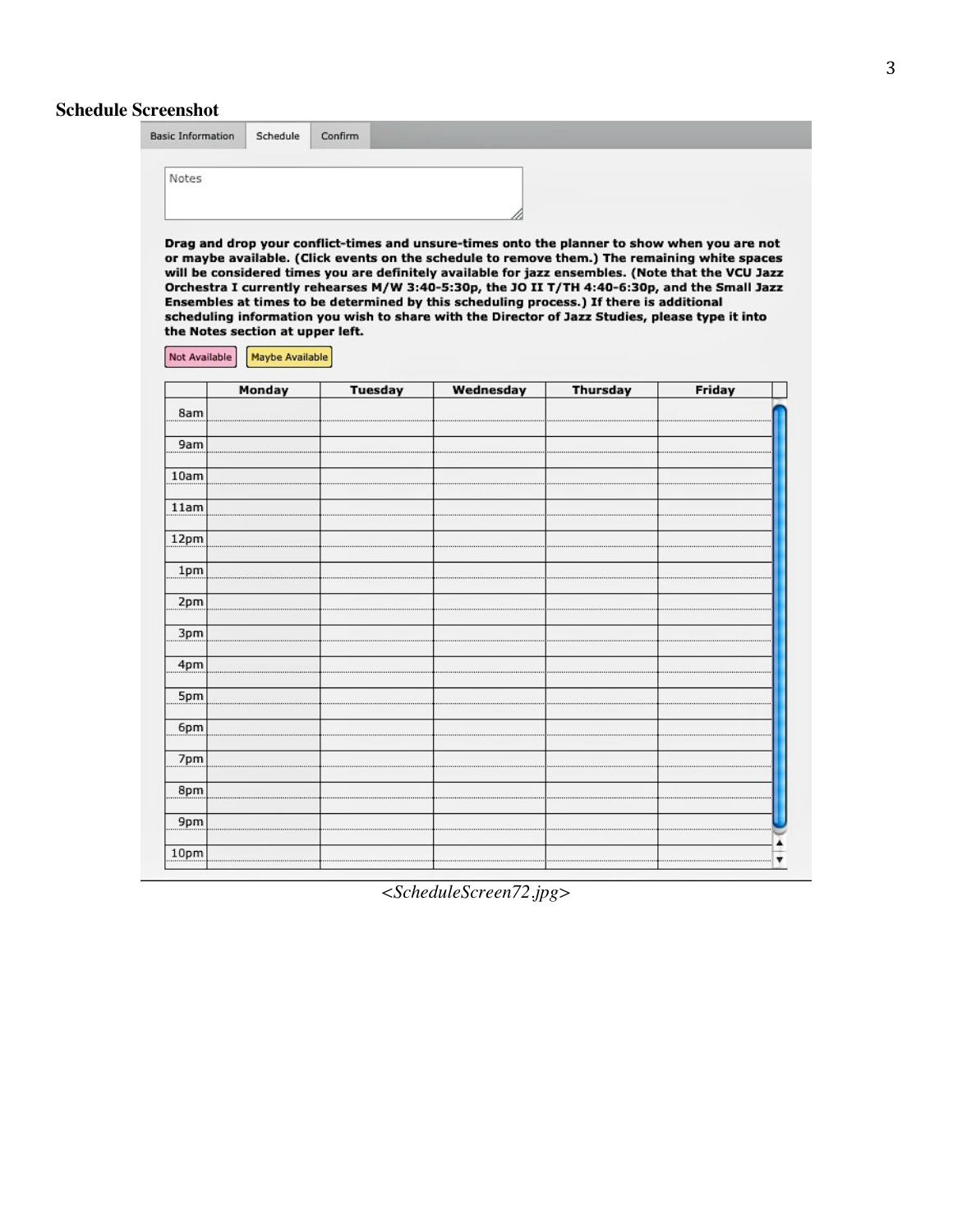**Schedule Screenshot**

Basic Information | Schedule | Confirm

Notes

**Drag and drop your conflict-times and unsure-times onto the planner to show when you are not or maybe available. (Click events on the schedule to remove them.) The remaining white spaces will be considered times you are definitely available for jazz ensembles. (Note that the VCU Jazz Orchestra I currently rehearses M/W 3:40-5:30p, the JO II T/TH 4:40-6:30p, and the Small Jazz Ensembles at times to be determined by this scheduling process.) If there is additional scheduling information you wish to share with the Director of Jazz Studies, please type it into the Notes section at upper left.**

Not Available | Maybe Available

| | Monday | Tuesday | Wednesday | Thursday | Friday |
|---|---|---|---|---|---|
| 8am | | | | | |
| 9am | | | | | |
| 10am | | | | | |
| 11am | | | | | |
| 12pm | | | | | |
| 1pm | | | | | |
| 2pm | | | | | |
| 3pm | | | | | |
| 4pm | | | | | |
| 5pm | | | | | |
| 6pm | | | | | |
| 7pm | | | | | |
| 8pm | | | | | |
| 9pm | | | | | |
| 10pm | | | | | |

*<ScheduleScreen72.jpg>*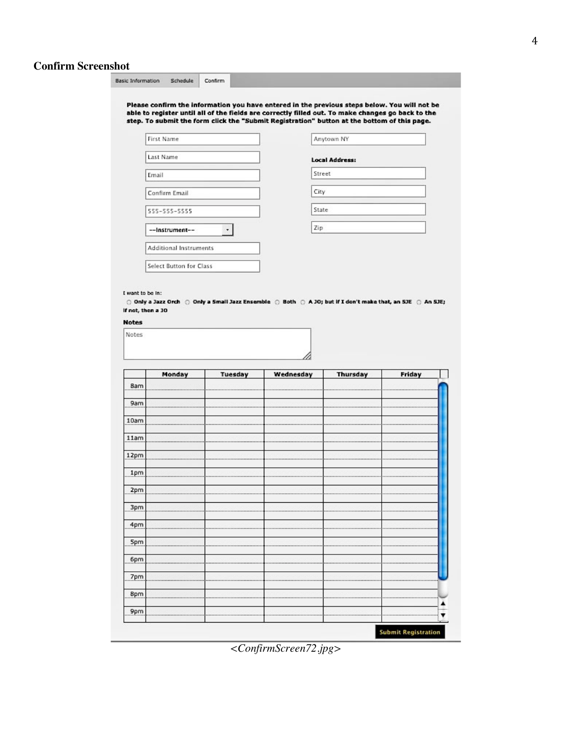**Confirm Screenshot**

Basic Information Schedule Confirm

**Please confirm the information you have entered in the previous steps below. You will not be able to register until all of the fields are correctly filled out. To make changes go back to the step. To submit the form click the "Submit Registration" button at the bottom of this page.**

First Name

Last Name

Email

Confirm Email

555-555-5555

--Instrument--

Additional Instruments

Select Button for Class

Anytown NY

**Local Address:**

Street

City

State

Zip

I want to be in:

Only a Jazz Orch  Only a Small Jazz Ensemble  Both  A JO; but if I don't make that, an SJE  An SJE; if not, then a JO

**Notes**

Notes

| | Monday | Tuesday | Wednesday | Thursday | Friday |
|---|---|---|---|---|---|
| 8am | | | | | |
| 9am | | | | | |
| 10am | | | | | |
| 11am | | | | | |
| 12pm | | | | | |
| 1pm | | | | | |
| 2pm | | | | | |
| 3pm | | | | | |
| 4pm | | | | | |
| 5pm | | | | | |
| 6pm | | | | | |
| 7pm | | | | | |
| 8pm | | | | | |
| 9pm | | | | | |

Submit Registration

*<ConfirmScreen72.jpg>*